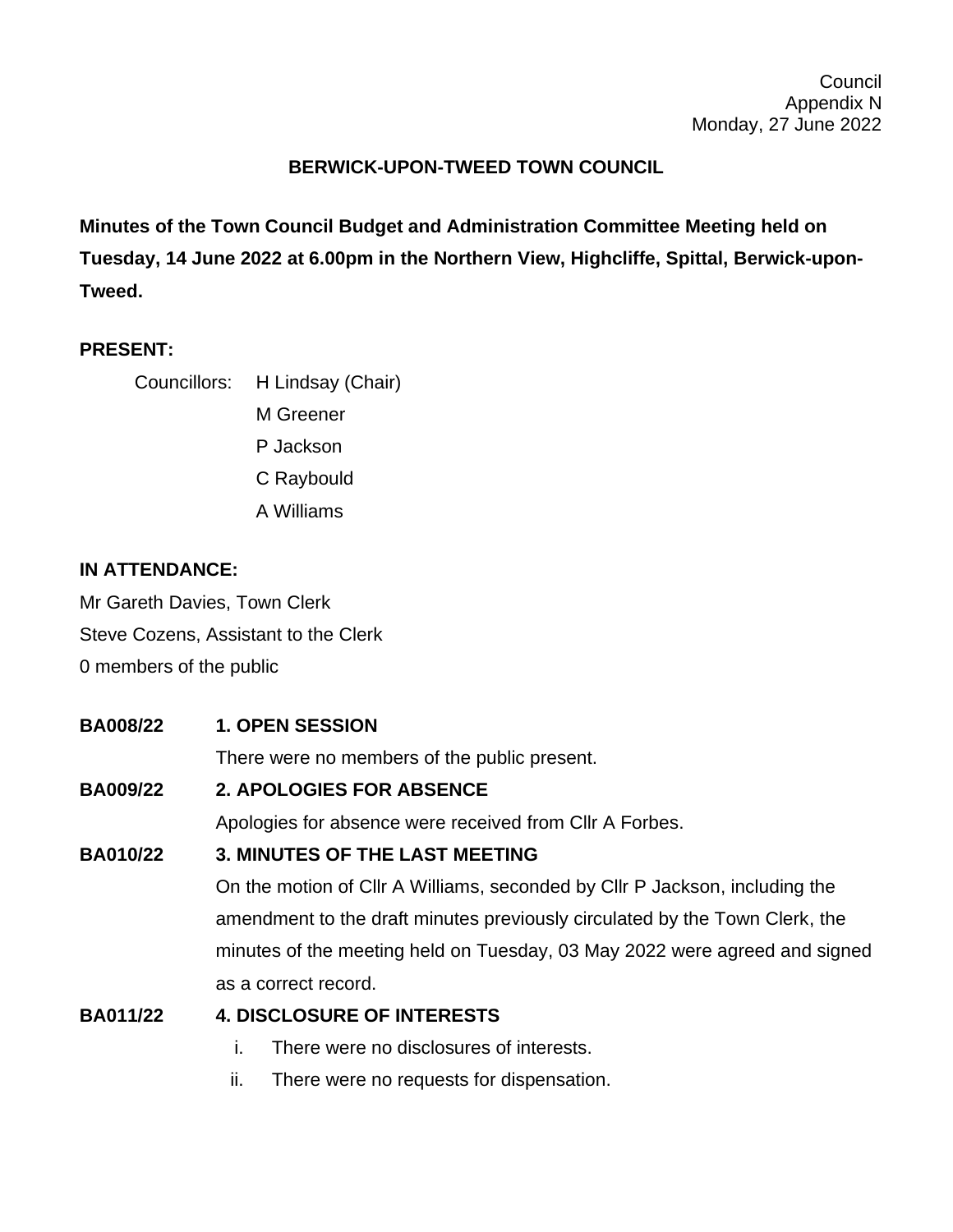Council
Appendix N
Monday, 27 June 2022

# BERWICK-UPON-TWEED TOWN COUNCIL

**Minutes of the Town Council Budget and Administration Committee Meeting held on Tuesday, 14 June 2022 at 6.00pm in the Northern View, Highcliffe, Spittal, Berwick-upon-Tweed.**

**PRESENT:**

Councillors: H Lindsay (Chair)
M Greener
P Jackson
C Raybould
A Williams

**IN ATTENDANCE:**

Mr Gareth Davies, Town Clerk
Steve Cozens, Assistant to the Clerk
0 members of the public

**BA008/22 1. OPEN SESSION**

There were no members of the public present.

**BA009/22 2. APOLOGIES FOR ABSENCE**

Apologies for absence were received from Cllr A Forbes.

**BA010/22 3. MINUTES OF THE LAST MEETING**

On the motion of Cllr A Williams, seconded by Cllr P Jackson, including the amendment to the draft minutes previously circulated by the Town Clerk, the minutes of the meeting held on Tuesday, 03 May 2022 were agreed and signed as a correct record.

**BA011/22 4. DISCLOSURE OF INTERESTS**

i. There were no disclosures of interests.
ii. There were no requests for dispensation.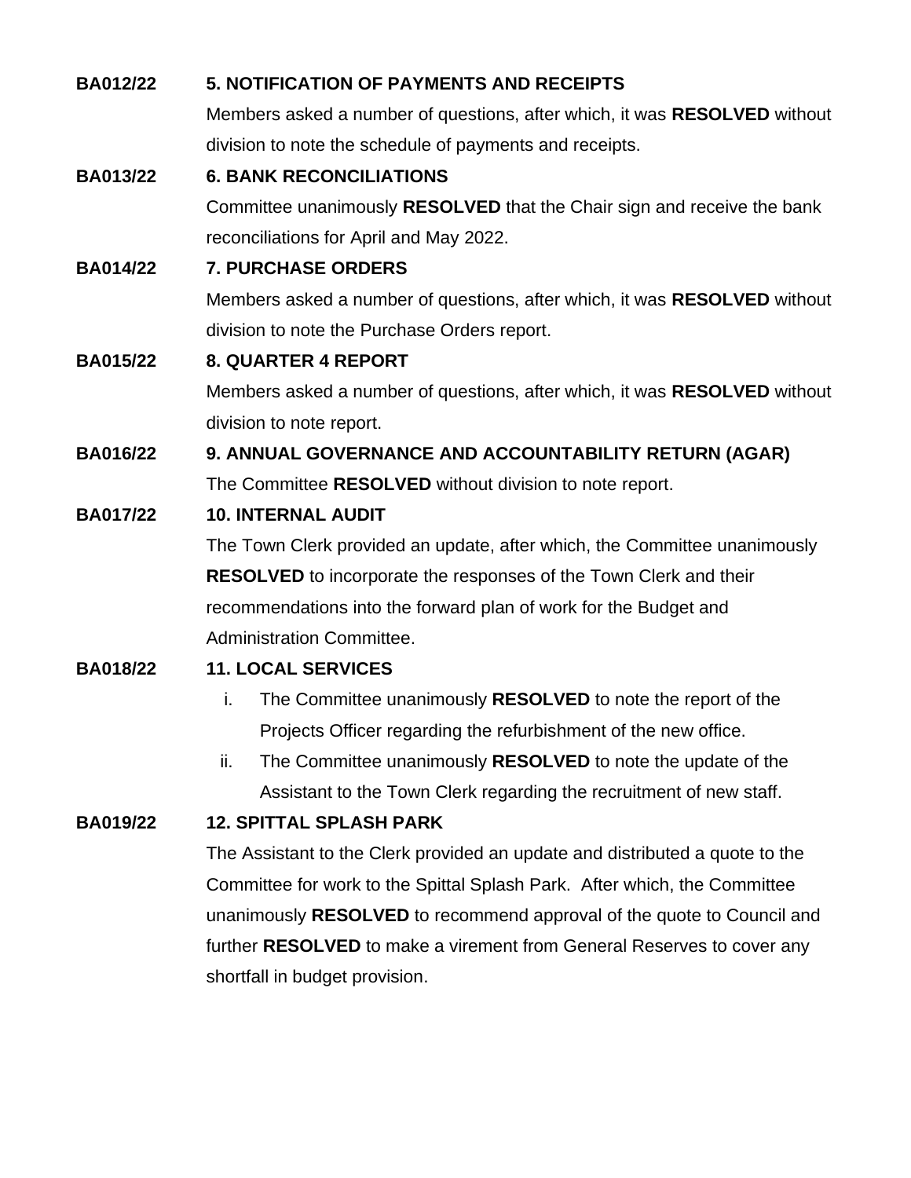**BA012/22** **5. NOTIFICATION OF PAYMENTS AND RECEIPTS**

Members asked a number of questions, after which, it was **RESOLVED** without division to note the schedule of payments and receipts.

**BA013/22** **6. BANK RECONCILIATIONS**

Committee unanimously **RESOLVED** that the Chair sign and receive the bank reconciliations for April and May 2022.

**BA014/22** **7. PURCHASE ORDERS**

Members asked a number of questions, after which, it was **RESOLVED** without division to note the Purchase Orders report.

**BA015/22** **8. QUARTER 4 REPORT**

Members asked a number of questions, after which, it was **RESOLVED** without division to note report.

**BA016/22** **9. ANNUAL GOVERNANCE AND ACCOUNTABILITY RETURN (AGAR)**

The Committee **RESOLVED** without division to note report.

**BA017/22** **10. INTERNAL AUDIT**

The Town Clerk provided an update, after which, the Committee unanimously **RESOLVED** to incorporate the responses of the Town Clerk and their recommendations into the forward plan of work for the Budget and Administration Committee.

**BA018/22** **11. LOCAL SERVICES**

i. The Committee unanimously **RESOLVED** to note the report of the Projects Officer regarding the refurbishment of the new office.

ii. The Committee unanimously **RESOLVED** to note the update of the Assistant to the Town Clerk regarding the recruitment of new staff.

**BA019/22** **12. SPITTAL SPLASH PARK**

The Assistant to the Clerk provided an update and distributed a quote to the Committee for work to the Spittal Splash Park. After which, the Committee unanimously **RESOLVED** to recommend approval of the quote to Council and further **RESOLVED** to make a virement from General Reserves to cover any shortfall in budget provision.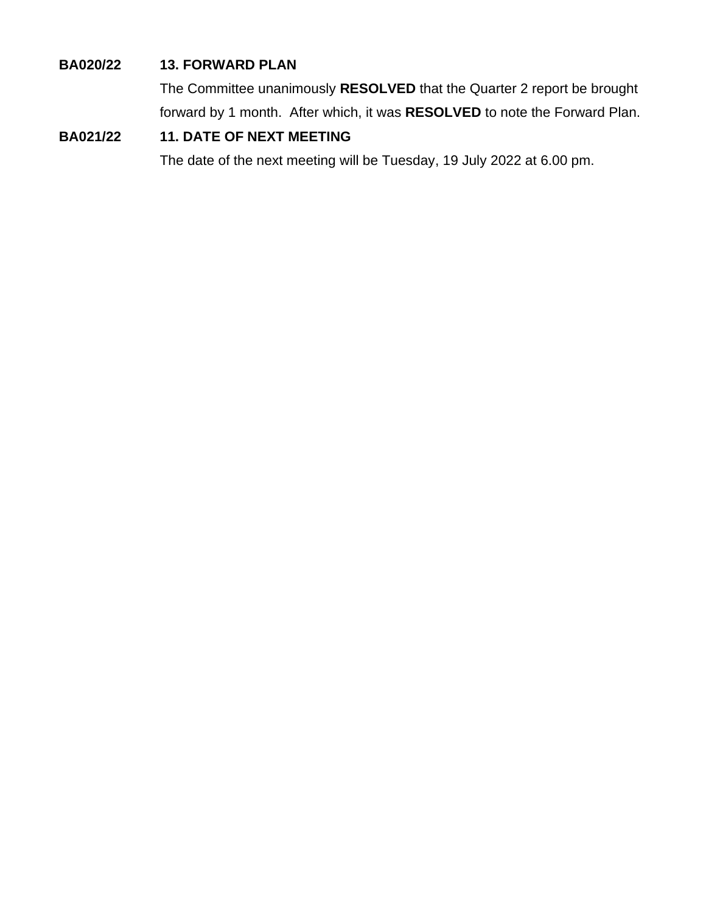**BA020/22** **13. FORWARD PLAN**

The Committee unanimously **RESOLVED** that the Quarter 2 report be brought forward by 1 month. After which, it was **RESOLVED** to note the Forward Plan.

**BA021/22** **11. DATE OF NEXT MEETING**

The date of the next meeting will be Tuesday, 19 July 2022 at 6.00 pm.